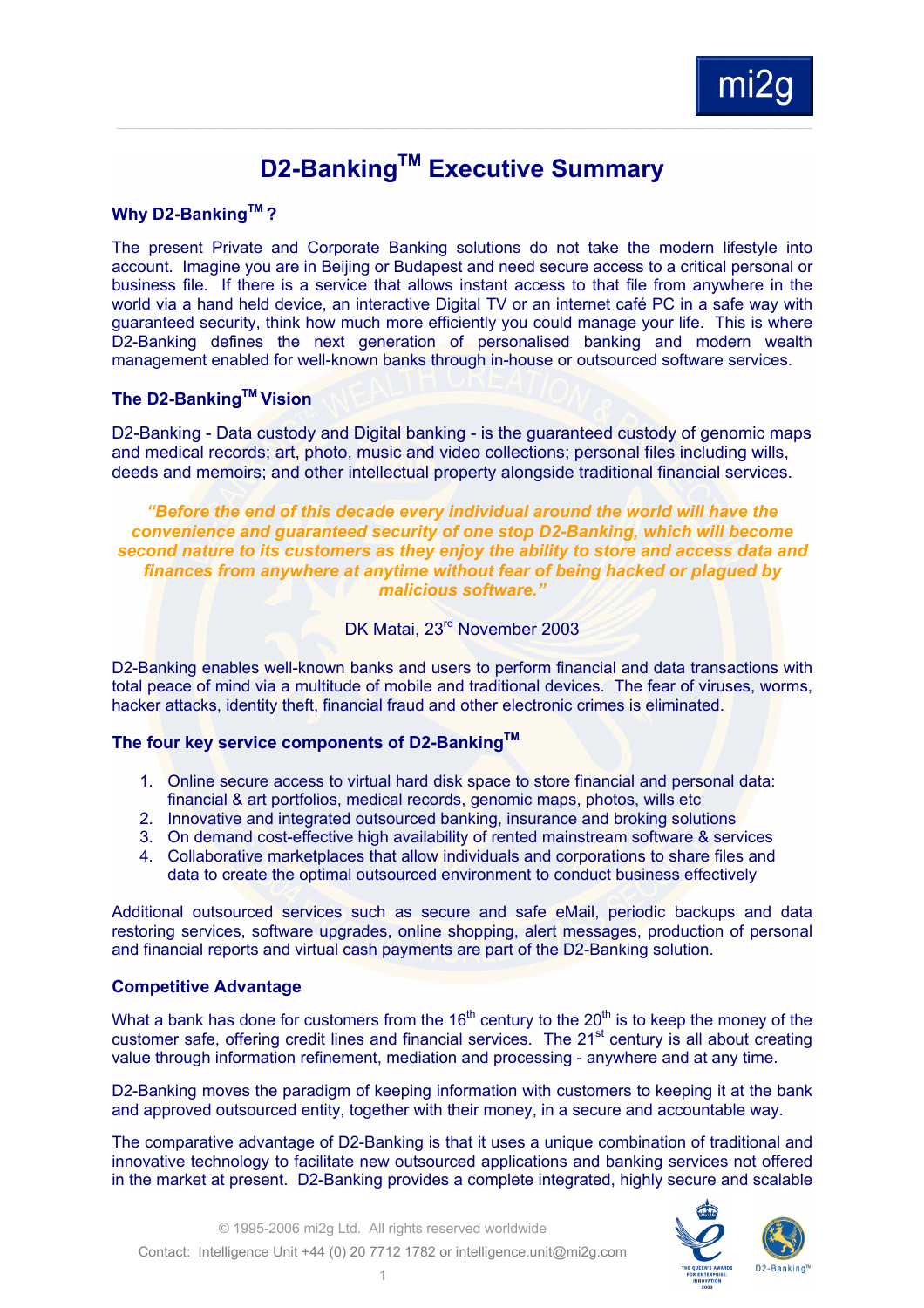# D2-Banking™ Executive Summary

### Why D2-Banking™ ?

The present Private and Corporate Banking solutions do not take the modern lifestyle into account. Imagine you are in Beijing or Budapest and need secure access to a critical personal or business file. If there is a service that allows instant access to that file from anywhere in the world via a hand held device, an interactive Digital TV or an internet café PC in a safe way with guaranteed security, think how much more efficiently you could manage your life. This is where D2-Banking defines the next generation of personalised banking and modern wealth management enabled for well-known banks through in-house or outsourced software services.

### The D2-Banking™ Vision

D2-Banking - Data custody and Digital banking - is the guaranteed custody of genomic maps and medical records; art, photo, music and video collections; personal files including wills, deeds and memoirs; and other intellectual property alongside traditional financial services.

***"Before the end of this decade every individual around the world will have the convenience and guaranteed security of one stop D2-Banking, which will become second nature to its customers as they enjoy the ability to store and access data and finances from anywhere at anytime without fear of being hacked or plagued by malicious software."***

DK Matai, 23rd November 2003

D2-Banking enables well-known banks and users to perform financial and data transactions with total peace of mind via a multitude of mobile and traditional devices. The fear of viruses, worms, hacker attacks, identity theft, financial fraud and other electronic crimes is eliminated.

### The four key service components of D2-Banking™

1. Online secure access to virtual hard disk space to store financial and personal data: financial & art portfolios, medical records, genomic maps, photos, wills etc
2. Innovative and integrated outsourced banking, insurance and broking solutions
3. On demand cost-effective high availability of rented mainstream software & services
4. Collaborative marketplaces that allow individuals and corporations to share files and data to create the optimal outsourced environment to conduct business effectively

Additional outsourced services such as secure and safe eMail, periodic backups and data restoring services, software upgrades, online shopping, alert messages, production of personal and financial reports and virtual cash payments are part of the D2-Banking solution.

### Competitive Advantage

What a bank has done for customers from the 16th century to the 20th is to keep the money of the customer safe, offering credit lines and financial services. The 21st century is all about creating value through information refinement, mediation and processing - anywhere and at any time.

D2-Banking moves the paradigm of keeping information with customers to keeping it at the bank and approved outsourced entity, together with their money, in a secure and accountable way.

The comparative advantage of D2-Banking is that it uses a unique combination of traditional and innovative technology to facilitate new outsourced applications and banking services not offered in the market at present. D2-Banking provides a complete integrated, highly secure and scalable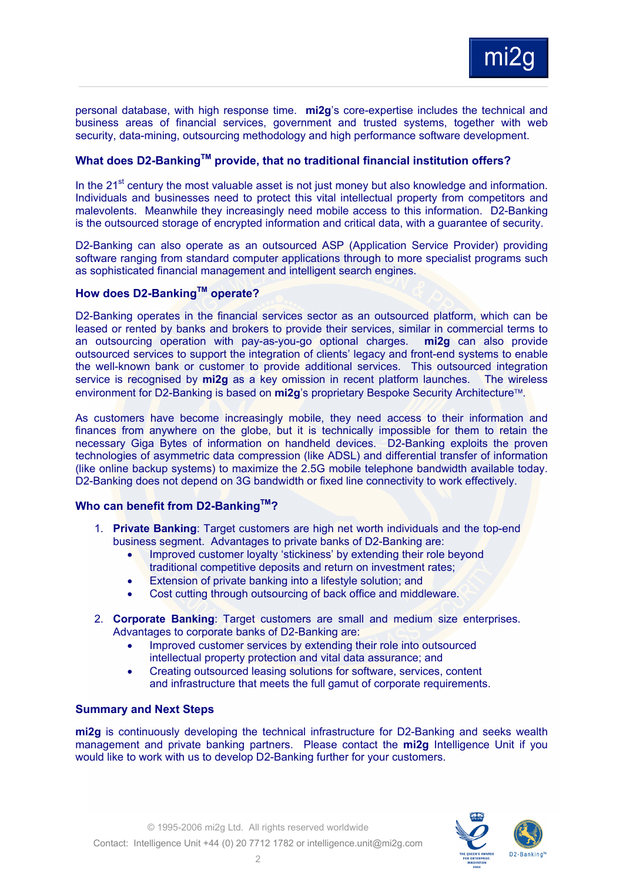personal database, with high response time. **mi2g**'s core-expertise includes the technical and business areas of financial services, government and trusted systems, together with web security, data-mining, outsourcing methodology and high performance software development.

### What does D2-Banking™ provide, that no traditional financial institution offers?

In the 21st century the most valuable asset is not just money but also knowledge and information. Individuals and businesses need to protect this vital intellectual property from competitors and malevolents. Meanwhile they increasingly need mobile access to this information. D2-Banking is the outsourced storage of encrypted information and critical data, with a guarantee of security.

D2-Banking can also operate as an outsourced ASP (Application Service Provider) providing software ranging from standard computer applications through to more specialist programs such as sophisticated financial management and intelligent search engines.

### How does D2-Banking™ operate?

D2-Banking operates in the financial services sector as an outsourced platform, which can be leased or rented by banks and brokers to provide their services, similar in commercial terms to an outsourcing operation with pay-as-you-go optional charges. **mi2g** can also provide outsourced services to support the integration of clients' legacy and front-end systems to enable the well-known bank or customer to provide additional services. This outsourced integration service is recognised by **mi2g** as a key omission in recent platform launches. The wireless environment for D2-Banking is based on **mi2g**'s proprietary Bespoke Security Architecture™.

As customers have become increasingly mobile, they need access to their information and finances from anywhere on the globe, but it is technically impossible for them to retain the necessary Giga Bytes of information on handheld devices. D2-Banking exploits the proven technologies of asymmetric data compression (like ADSL) and differential transfer of information (like online backup systems) to maximize the 2.5G mobile telephone bandwidth available today. D2-Banking does not depend on 3G bandwidth or fixed line connectivity to work effectively.

### Who can benefit from D2-Banking™?

1. **Private Banking**: Target customers are high net worth individuals and the top-end business segment. Advantages to private banks of D2-Banking are:
   - Improved customer loyalty 'stickiness' by extending their role beyond traditional competitive deposits and return on investment rates;
   - Extension of private banking into a lifestyle solution; and
   - Cost cutting through outsourcing of back office and middleware.

2. **Corporate Banking**: Target customers are small and medium size enterprises. Advantages to corporate banks of D2-Banking are:
   - Improved customer services by extending their role into outsourced intellectual property protection and vital data assurance; and
   - Creating outsourced leasing solutions for software, services, content and infrastructure that meets the full gamut of corporate requirements.

### Summary and Next Steps

**mi2g** is continuously developing the technical infrastructure for D2-Banking and seeks wealth management and private banking partners. Please contact the **mi2g** Intelligence Unit if you would like to work with us to develop D2-Banking further for your customers.

© 1995-2006 mi2g Ltd. All rights reserved worldwide

Contact: Intelligence Unit +44 (0) 20 7712 1782 or intelligence.unit@mi2g.com